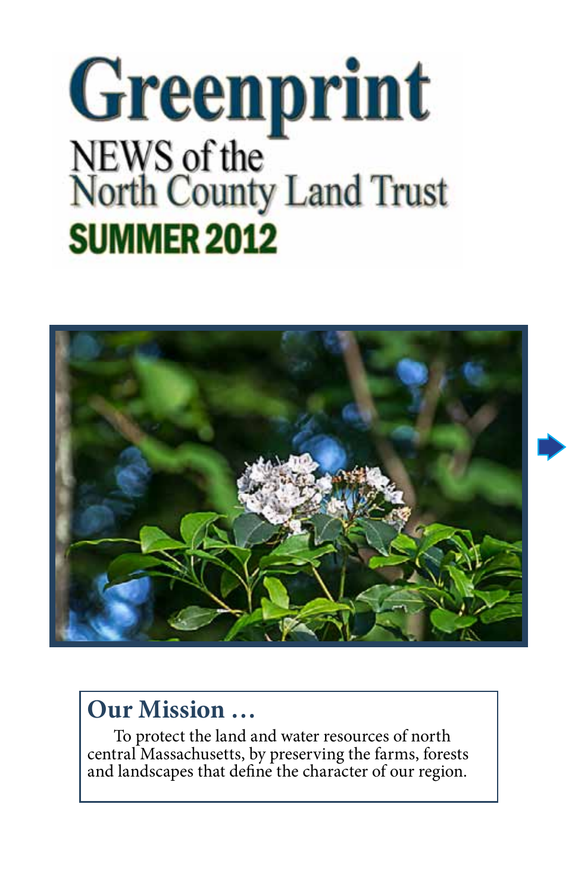# Greenprint

## NEWS of the North County Land Trust

## SUMMER 2012

## Our Mission …

To protect the land and water resources of north central Massachusetts, by preserving the farms, forests and landscapes that define the character of our region.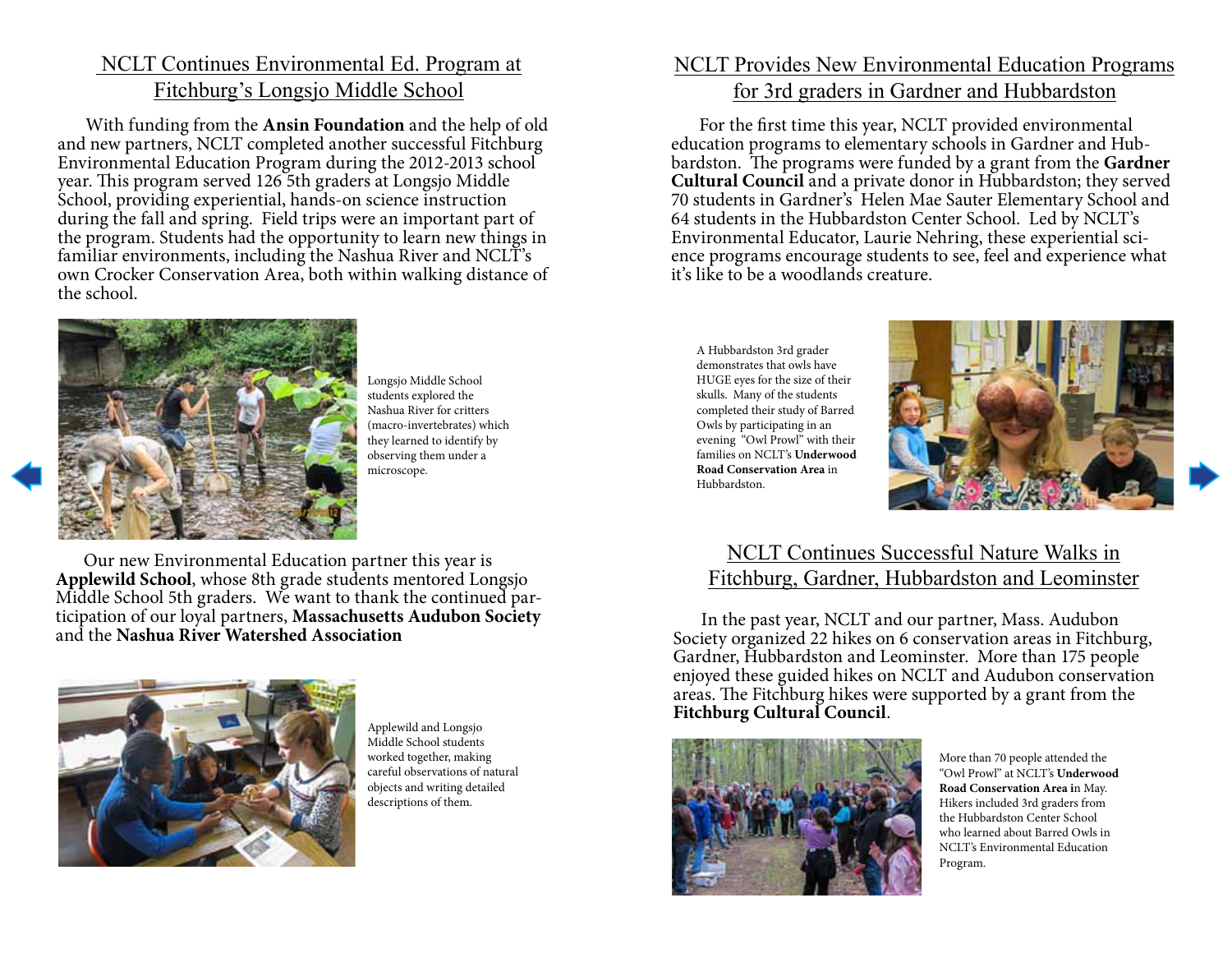## NCLT Continues Environmental Ed. Program at Fitchburg's Longsjo Middle School

With funding from the **Ansin Foundation** and the help of old and new partners, NCLT completed another successful Fitchburg Environmental Education Program during the 2012-2013 school year. This program served 126 5th graders at Longsjo Middle School, providing experiential, hands-on science instruction during the fall and spring. Field trips were an important part of the program. Students had the opportunity to learn new things in familiar environments, including the Nashua River and NCLT's own Crocker Conservation Area, both within walking distance of the school.

Longsjo Middle School students explored the Nashua River for critters (macro-invertebrates) which they learned to identify by observing them under a microscope.

Our new Environmental Education partner this year is **Applewild School**, whose 8th grade students mentored Longsjo Middle School 5th graders. We want to thank the continued participation of our loyal partners, **Massachusetts Audubon Society** and the **Nashua River Watershed Association**

Applewild and Longsjo Middle School students worked together, making careful observations of natural objects and writing detailed descriptions of them.

## NCLT Provides New Environmental Education Programs for 3rd graders in Gardner and Hubbardston

For the first time this year, NCLT provided environmental education programs to elementary schools in Gardner and Hubbardston. The programs were funded by a grant from the **Gardner Cultural Council** and a private donor in Hubbardston; they served 70 students in Gardner's Helen Mae Sauter Elementary School and 64 students in the Hubbardston Center School. Led by NCLT's Environmental Educator, Laurie Nehring, these experiential science programs encourage students to see, feel and experience what it's like to be a woodlands creature.

A Hubbardston 3rd grader demonstrates that owls have HUGE eyes for the size of their skulls. Many of the students completed their study of Barred Owls by participating in an evening "Owl Prowl" with their families on NCLT's **Underwood Road Conservation Area** in Hubbardston.

## NCLT Continues Successful Nature Walks in Fitchburg, Gardner, Hubbardston and Leominster

In the past year, NCLT and our partner, Mass. Audubon Society organized 22 hikes on 6 conservation areas in Fitchburg, Gardner, Hubbardston and Leominster. More than 175 people enjoyed these guided hikes on NCLT and Audubon conservation areas. The Fitchburg hikes were supported by a grant from the **Fitchburg Cultural Council**.

More than 70 people attended the "Owl Prowl" at NCLT's **Underwood Road Conservation Area** in May. Hikers included 3rd graders from the Hubbardston Center School who learned about Barred Owls in NCLT's Environmental Education Program.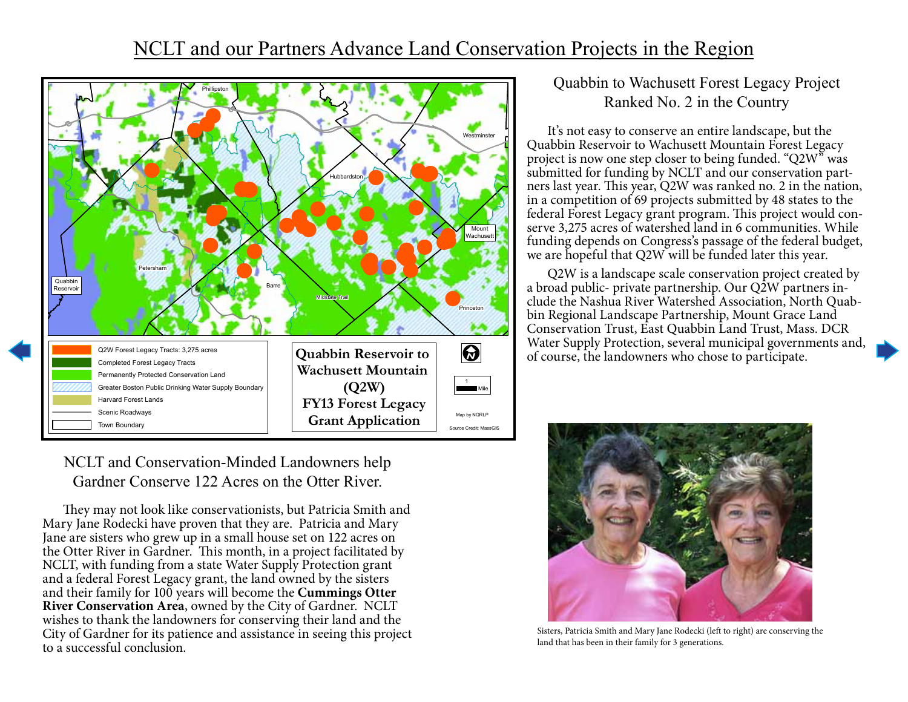# NCLT and our Partners Advance Land Conservation Projects in the Region

Q2W Forest Legacy Tracts: 3,275 acres
Completed Forest Legacy Tracts
Permanently Protected Conservation Land
Greater Boston Public Drinking Water Supply Boundary
Harvard Forest Lands
Scenic Roadways
Town Boundary

**Quabbin Reservoir to Wachusett Mountain (Q2W) FY13 Forest Legacy Grant Application**

Map by NQRLP

Source Credit: MassGIS

## Quabbin to Wachusett Forest Legacy Project Ranked No. 2 in the Country

It's not easy to conserve an entire landscape, but the Quabbin Reservoir to Wachusett Mountain Forest Legacy project is now one step closer to being funded. "Q2W" was submitted for funding by NCLT and our conservation partners last year. This year, Q2W was ranked no. 2 in the nation, in a competition of 69 projects submitted by 48 states to the federal Forest Legacy grant program. This project would conserve 3,275 acres of watershed land in 6 communities. While funding depends on Congress's passage of the federal budget, we are hopeful that Q2W will be funded later this year.

Q2W is a landscape scale conservation project created by a broad public- private partnership. Our Q2W partners include the Nashua River Watershed Association, North Quabbin Regional Landscape Partnership, Mount Grace Land Conservation Trust, East Quabbin Land Trust, Mass. DCR Water Supply Protection, several municipal governments and, of course, the landowners who chose to participate.

## NCLT and Conservation-Minded Landowners help Gardner Conserve 122 Acres on the Otter River.

They may not look like conservationists, but Patricia Smith and Mary Jane Rodecki have proven that they are. Patricia and Mary Jane are sisters who grew up in a small house set on 122 acres on the Otter River in Gardner. This month, in a project facilitated by NCLT, with funding from a state Water Supply Protection grant and a federal Forest Legacy grant, the land owned by the sisters and their family for 100 years will become the **Cummings Otter River Conservation Area**, owned by the City of Gardner. NCLT wishes to thank the landowners for conserving their land and the City of Gardner for its patience and assistance in seeing this project to a successful conclusion.

Sisters, Patricia Smith and Mary Jane Rodecki (left to right) are conserving the land that has been in their family for 3 generations.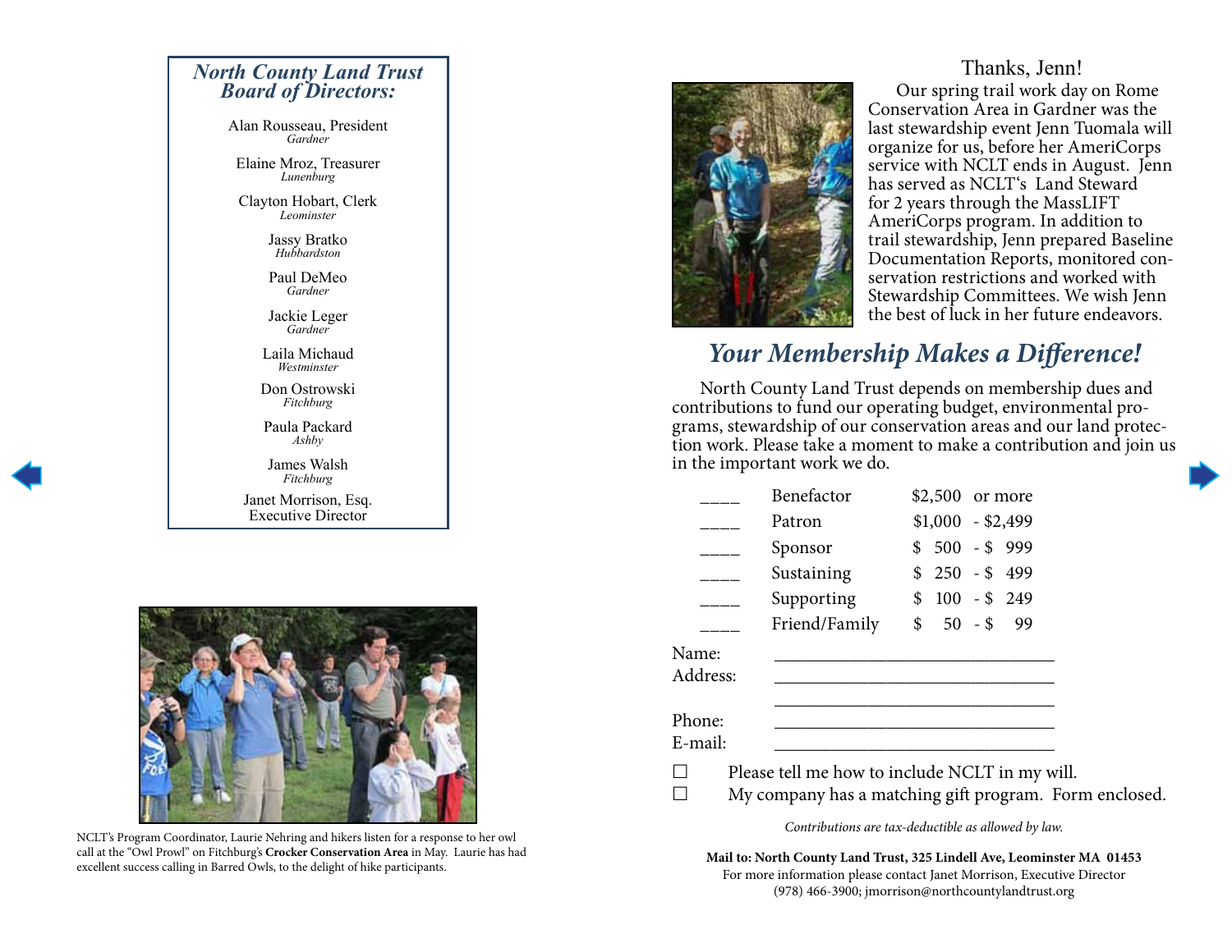## North County Land Trust Board of Directors:

Alan Rousseau, President
*Gardner*

Elaine Mroz, Treasurer
*Lunenburg*

Clayton Hobart, Clerk
*Leominster*

Jassy Bratko
*Hubbardston*

Paul DeMeo
*Gardner*

Jackie Leger
*Gardner*

Laila Michaud
*Westminster*

Don Ostrowski
*Fitchburg*

Paula Packard
*Ashby*

James Walsh
*Fitchburg*

Janet Morrison, Esq.
Executive Director

NCLT's Program Coordinator, Laurie Nehring and hikers listen for a response to her owl call at the "Owl Prowl" on Fitchburg's **Crocker Conservation Area** in May. Laurie has had excellent success calling in Barred Owls, to the delight of hike participants.

## Thanks, Jenn!

Our spring trail work day on Rome Conservation Area in Gardner was the last stewardship event Jenn Tuomala will organize for us, before her AmeriCorps service with NCLT ends in August. Jenn has served as NCLT's Land Steward for 2 years through the MassLIFT AmeriCorps program. In addition to trail stewardship, Jenn prepared Baseline Documentation Reports, monitored conservation restrictions and worked with Stewardship Committees. We wish Jenn the best of luck in her future endeavors.

## *Your Membership Makes a Difference!*

North County Land Trust depends on membership dues and contributions to fund our operating budget, environmental programs, stewardship of our conservation areas and our land protection work. Please take a moment to make a contribution and join us in the important work we do.

| | | |
|---|---|---|
| ____ | Benefactor | $2,500 or more |
| ____ | Patron | $1,000 - $2,499 |
| ____ | Sponsor | $ 500 - $ 999 |
| ____ | Sustaining | $ 250 - $ 499 |
| ____ | Supporting | $ 100 - $ 249 |
| ____ | Friend/Family | $ 50 - $ 99 |

Name: ______________________________

Address: ______________________________

______________________________

Phone: ______________________________

E-mail: ______________________________

☐ Please tell me how to include NCLT in my will.

☐ My company has a matching gift program. Form enclosed.

*Contributions are tax-deductible as allowed by law.*

**Mail to: North County Land Trust, 325 Lindell Ave, Leominster MA 01453**
For more information please contact Janet Morrison, Executive Director
(978) 466-3900; jmorrison@northcountylandtrust.org